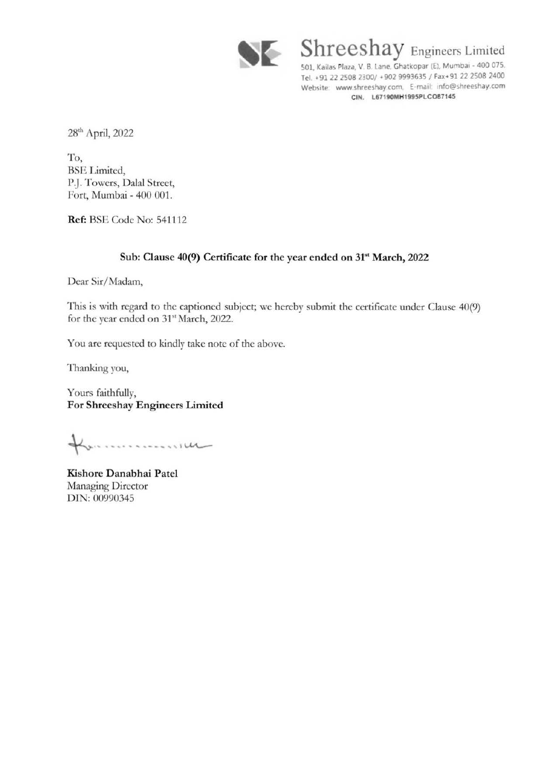# Shreeshay Engineers Limited

501, Kailas Plaza, V. B. Lane, Ghatkopar (E), Mumbai - 400 075.
Tel. +91 22 2508 2300/ +902 9993635 / Fax+91 22 2508 2400
Website: www.shreeshay.com, E-mail: info@shreeshay.com
CIN. L67190MH1995PLC087145

28th April, 2022

To,
BSE Limited,
P.J. Towers, Dalal Street,
Fort, Mumbai - 400 001.

**Ref:** BSE Code No: 541112

**Sub: Clause 40(9) Certificate for the year ended on 31st March, 2022**

Dear Sir/Madam,

This is with regard to the captioned subject; we hereby submit the certificate under Clause 40(9) for the year ended on 31st March, 2022.

You are requested to kindly take note of the above.

Thanking you,

Yours faithfully,
**For Shreeshay Engineers Limited**

**Kishore Danabhai Patel**
Managing Director
DIN: 00990345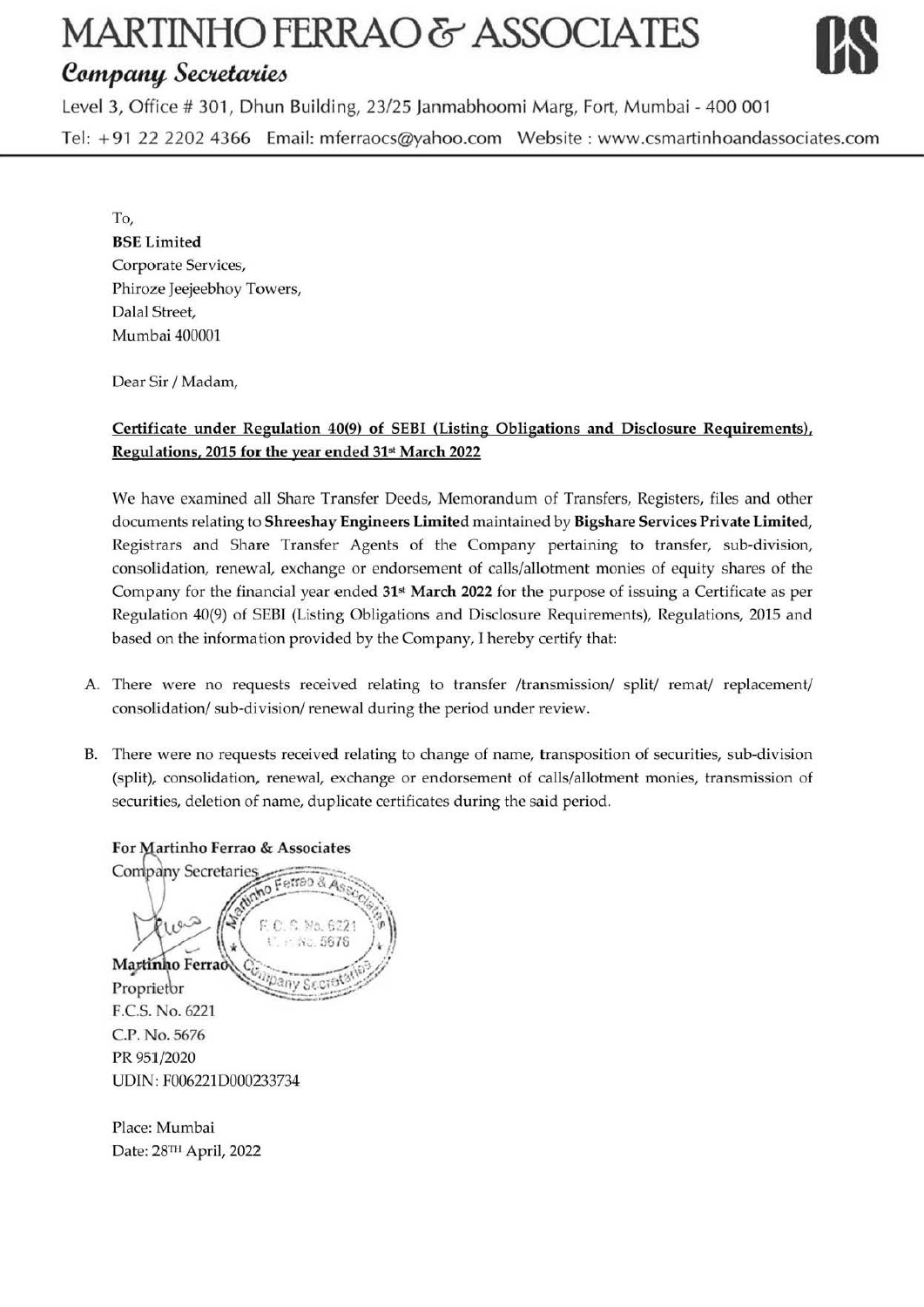# MARTINHO FERRAO & ASSOCIATES

*Company Secretaries*

Level 3, Office # 301, Dhun Building, 23/25 Janmabhoomi Marg, Fort, Mumbai - 400 001

Tel: +91 22 2202 4366 Email: mferraocs@yahoo.com Website : www.csmartinhoandassociates.com

To,

**BSE Limited**

Corporate Services,

Phiroze Jeejeebhoy Towers,

Dalal Street,

Mumbai 400001

Dear Sir / Madam,

**Certificate under Regulation 40(9) of SEBI (Listing Obligations and Disclosure Requirements), Regulations, 2015 for the year ended 31st March 2022**

We have examined all Share Transfer Deeds, Memorandum of Transfers, Registers, files and other documents relating to **Shreeshay Engineers Limited** maintained by **Bigshare Services Private Limited**, Registrars and Share Transfer Agents of the Company pertaining to transfer, sub-division, consolidation, renewal, exchange or endorsement of calls/allotment monies of equity shares of the Company for the financial year ended **31st March 2022** for the purpose of issuing a Certificate as per Regulation 40(9) of SEBI (Listing Obligations and Disclosure Requirements), Regulations, 2015 and based on the information provided by the Company, I hereby certify that:

A. There were no requests received relating to transfer /transmission/ split/ remat/ replacement/ consolidation/ sub-division/ renewal during the period under review.

B. There were no requests received relating to change of name, transposition of securities, sub-division (split), consolidation, renewal, exchange or endorsement of calls/allotment monies, transmission of securities, deletion of name, duplicate certificates during the said period.

**For Martinho Ferrao & Associates**

Company Secretaries

**Martinho Ferrao**

Proprietor

F.C.S. No. 6221

C.P. No. 5676

PR 951/2020

UDIN: F006221D000233734

Place: Mumbai

Date: 28TH April, 2022